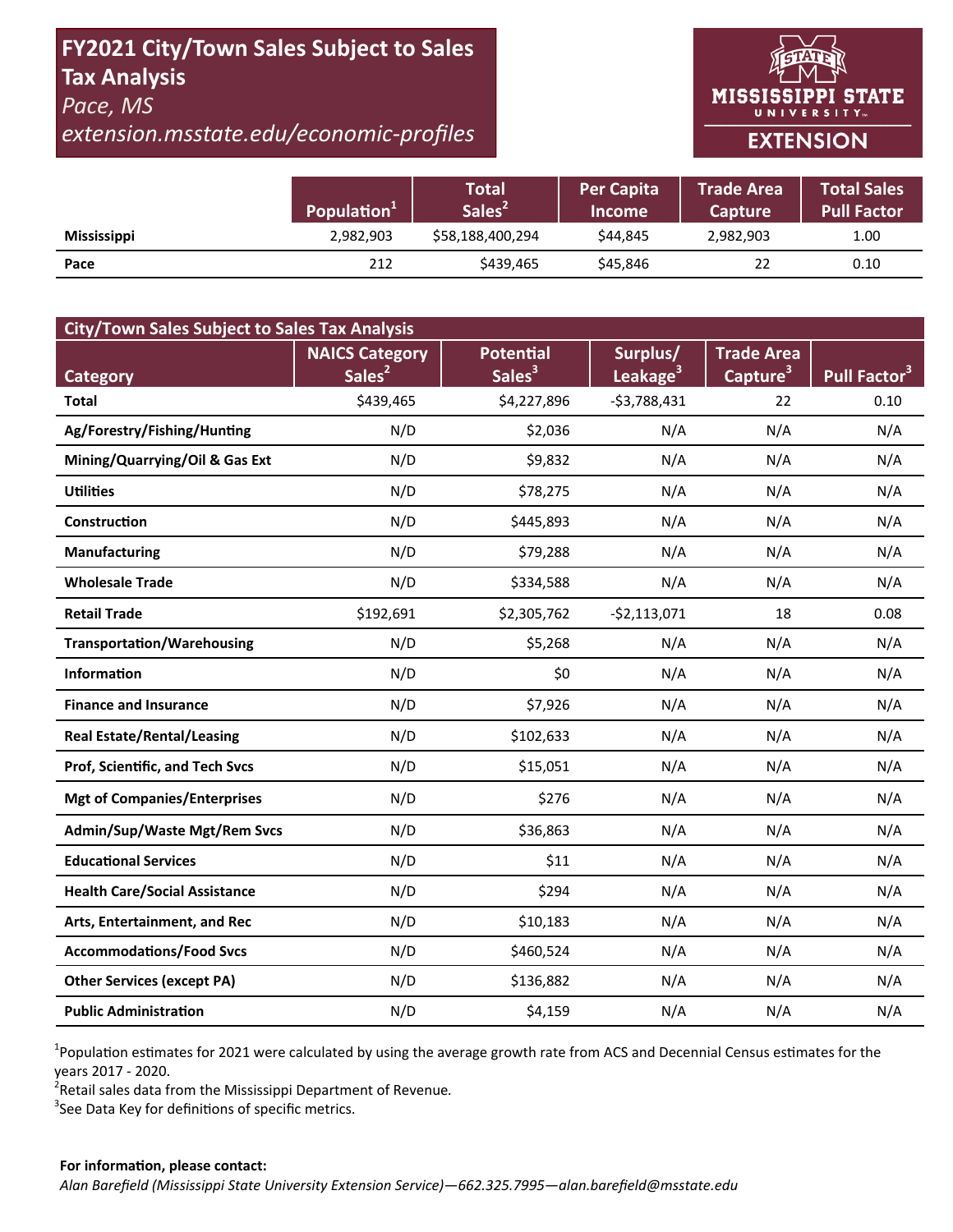# FY2021 City/Town Sales Subject to Sales Tax Analysis

*Pace, MS*

*extension.msstate.edu/economic-profiles*

MISSISSIPPI STATE UNIVERSITY EXTENSION

| | Population[1] | Total Sales[2] | Per Capita Income | Trade Area Capture | Total Sales Pull Factor |
|---|---|---|---|---|---|
| **Mississippi** | 2,982,903 | $58,188,400,294 | $44,845 | 2,982,903 | 1.00 |
| **Pace** | 212 | $439,465 | $45,846 | 22 | 0.10 |

## City/Town Sales Subject to Sales Tax Analysis

| Category | NAICS Category Sales[2] | Potential Sales[3] | Surplus/ Leakage[3] | Trade Area Capture[3] | Pull Factor[3] |
|---|---|---|---|---|---|
| **Total** | $439,465 | $4,227,896 | -$3,788,431 | 22 | 0.10 |
| **Ag/Forestry/Fishing/Hunting** | N/D | $2,036 | N/A | N/A | N/A |
| **Mining/Quarrying/Oil & Gas Ext** | N/D | $9,832 | N/A | N/A | N/A |
| **Utilities** | N/D | $78,275 | N/A | N/A | N/A |
| **Construction** | N/D | $445,893 | N/A | N/A | N/A |
| **Manufacturing** | N/D | $79,288 | N/A | N/A | N/A |
| **Wholesale Trade** | N/D | $334,588 | N/A | N/A | N/A |
| **Retail Trade** | $192,691 | $2,305,762 | -$2,113,071 | 18 | 0.08 |
| **Transportation/Warehousing** | N/D | $5,268 | N/A | N/A | N/A |
| **Information** | N/D | $0 | N/A | N/A | N/A |
| **Finance and Insurance** | N/D | $7,926 | N/A | N/A | N/A |
| **Real Estate/Rental/Leasing** | N/D | $102,633 | N/A | N/A | N/A |
| **Prof, Scientific, and Tech Svcs** | N/D | $15,051 | N/A | N/A | N/A |
| **Mgt of Companies/Enterprises** | N/D | $276 | N/A | N/A | N/A |
| **Admin/Sup/Waste Mgt/Rem Svcs** | N/D | $36,863 | N/A | N/A | N/A |
| **Educational Services** | N/D | $11 | N/A | N/A | N/A |
| **Health Care/Social Assistance** | N/D | $294 | N/A | N/A | N/A |
| **Arts, Entertainment, and Rec** | N/D | $10,183 | N/A | N/A | N/A |
| **Accommodations/Food Svcs** | N/D | $460,524 | N/A | N/A | N/A |
| **Other Services (except PA)** | N/D | $136,882 | N/A | N/A | N/A |
| **Public Administration** | N/D | $4,159 | N/A | N/A | N/A |

[1]Population estimates for 2021 were calculated by using the average growth rate from ACS and Decennial Census estimates for the years 2017 - 2020.

[2]Retail sales data from the Mississippi Department of Revenue.

[3]See Data Key for definitions of specific metrics.

**For information, please contact:**

*Alan Barefield (Mississippi State University Extension Service)—662.325.7995—alan.barefield@msstate.edu*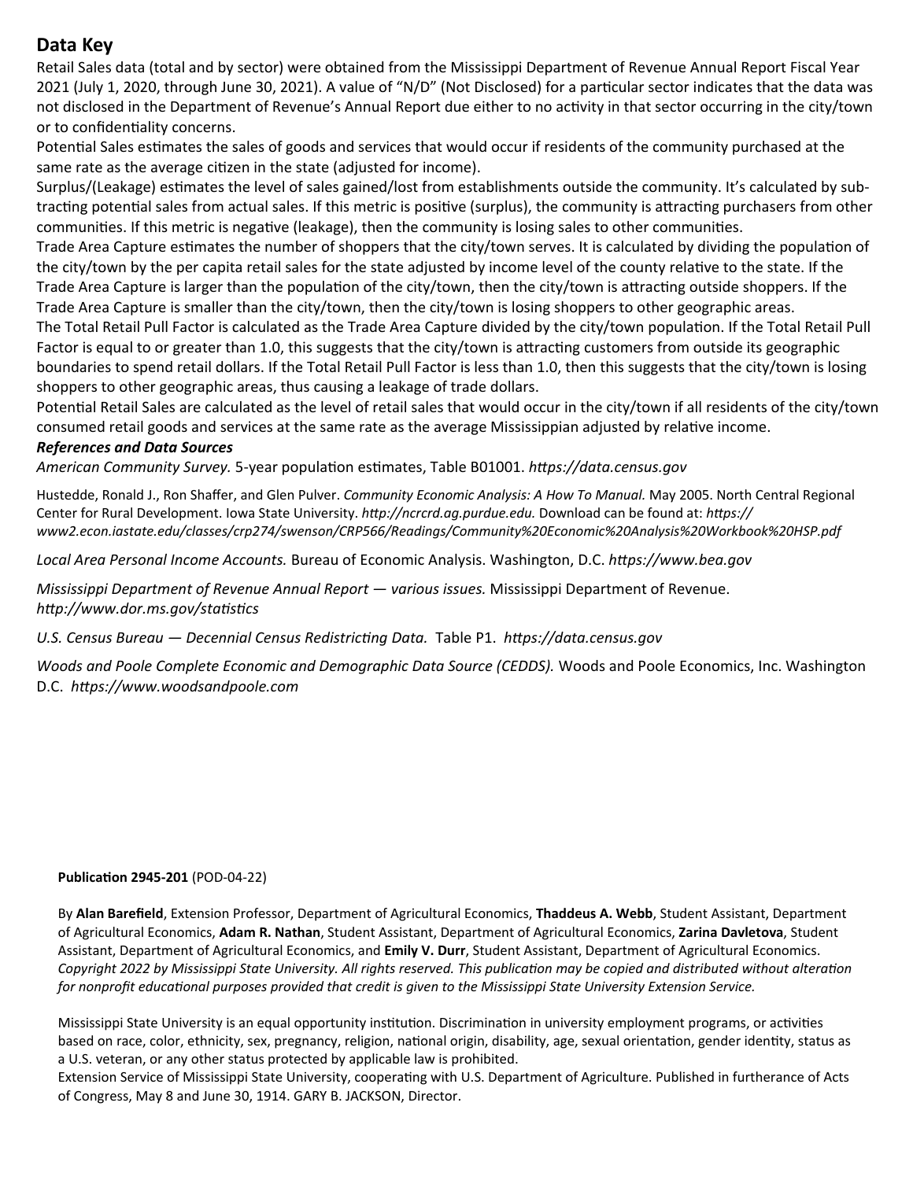## Data Key

Retail Sales data (total and by sector) were obtained from the Mississippi Department of Revenue Annual Report Fiscal Year 2021 (July 1, 2020, through June 30, 2021). A value of "N/D" (Not Disclosed) for a particular sector indicates that the data was not disclosed in the Department of Revenue's Annual Report due either to no activity in that sector occurring in the city/town or to confidentiality concerns.

Potential Sales estimates the sales of goods and services that would occur if residents of the community purchased at the same rate as the average citizen in the state (adjusted for income).

Surplus/(Leakage) estimates the level of sales gained/lost from establishments outside the community. It's calculated by subtracting potential sales from actual sales. If this metric is positive (surplus), the community is attracting purchasers from other communities. If this metric is negative (leakage), then the community is losing sales to other communities.

Trade Area Capture estimates the number of shoppers that the city/town serves. It is calculated by dividing the population of the city/town by the per capita retail sales for the state adjusted by income level of the county relative to the state. If the Trade Area Capture is larger than the population of the city/town, then the city/town is attracting outside shoppers. If the Trade Area Capture is smaller than the city/town, then the city/town is losing shoppers to other geographic areas.

The Total Retail Pull Factor is calculated as the Trade Area Capture divided by the city/town population. If the Total Retail Pull Factor is equal to or greater than 1.0, this suggests that the city/town is attracting customers from outside its geographic boundaries to spend retail dollars. If the Total Retail Pull Factor is less than 1.0, then this suggests that the city/town is losing shoppers to other geographic areas, thus causing a leakage of trade dollars.

Potential Retail Sales are calculated as the level of retail sales that would occur in the city/town if all residents of the city/town consumed retail goods and services at the same rate as the average Mississippian adjusted by relative income.

### *References and Data Sources*

*American Community Survey.* 5-year population estimates, Table B01001. *https://data.census.gov*

Hustedde, Ronald J., Ron Shaffer, and Glen Pulver. *Community Economic Analysis: A How To Manual.* May 2005. North Central Regional Center for Rural Development. Iowa State University. *http://ncrcrd.ag.purdue.edu.* Download can be found at: *https://www2.econ.iastate.edu/classes/crp274/swenson/CRP566/Readings/Community%20Economic%20Analysis%20Workbook%20HSP.pdf*

*Local Area Personal Income Accounts.* Bureau of Economic Analysis. Washington, D.C. *https://www.bea.gov*

*Mississippi Department of Revenue Annual Report — various issues.* Mississippi Department of Revenue. *http://www.dor.ms.gov/statistics*

*U.S. Census Bureau — Decennial Census Redistricting Data.* Table P1. *https://data.census.gov*

*Woods and Poole Complete Economic and Demographic Data Source (CEDDS).* Woods and Poole Economics, Inc. Washington D.C. *https://www.woodsandpoole.com*

**Publication 2945-201** (POD-04-22)

By **Alan Barefield**, Extension Professor, Department of Agricultural Economics, **Thaddeus A. Webb**, Student Assistant, Department of Agricultural Economics, **Adam R. Nathan**, Student Assistant, Department of Agricultural Economics, **Zarina Davletova**, Student Assistant, Department of Agricultural Economics, and **Emily V. Durr**, Student Assistant, Department of Agricultural Economics. *Copyright 2022 by Mississippi State University. All rights reserved. This publication may be copied and distributed without alteration for nonprofit educational purposes provided that credit is given to the Mississippi State University Extension Service.*

Mississippi State University is an equal opportunity institution. Discrimination in university employment programs, or activities based on race, color, ethnicity, sex, pregnancy, religion, national origin, disability, age, sexual orientation, gender identity, status as a U.S. veteran, or any other status protected by applicable law is prohibited.

Extension Service of Mississippi State University, cooperating with U.S. Department of Agriculture. Published in furtherance of Acts of Congress, May 8 and June 30, 1914. GARY B. JACKSON, Director.